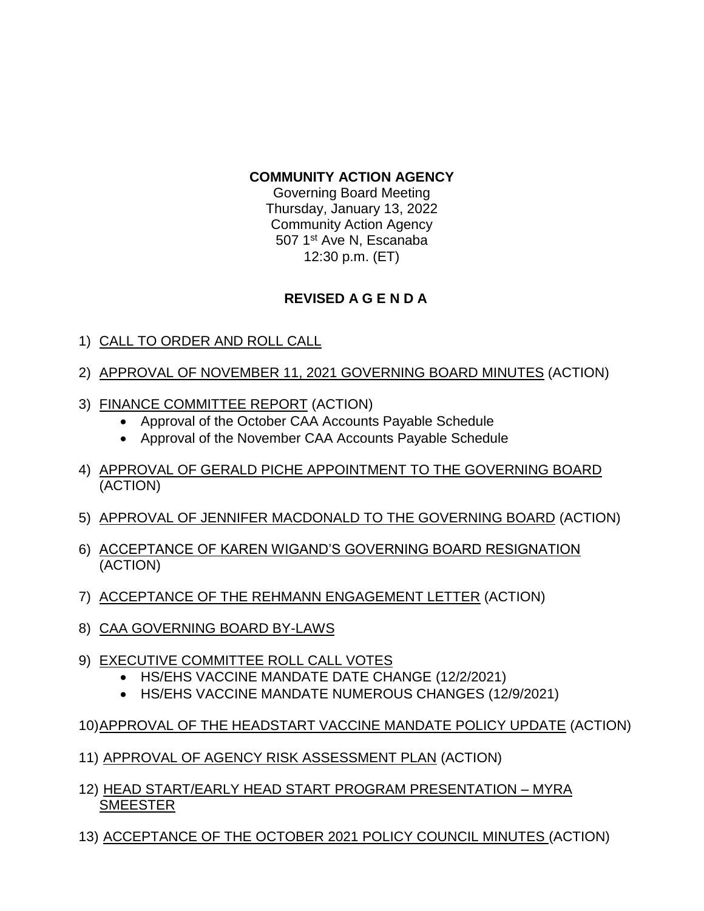**COMMUNITY ACTION AGENCY**

Governing Board Meeting
Thursday, January 13, 2022
Community Action Agency
507 1st Ave N, Escanaba
12:30 p.m. (ET)

**REVISED A G E N D A**

1) <u>CALL TO ORDER AND ROLL CALL</u>

2) <u>APPROVAL OF NOVEMBER 11, 2021 GOVERNING BOARD MINUTES</u> (ACTION)

3) <u>FINANCE COMMITTEE REPORT</u> (ACTION)
   - Approval of the October CAA Accounts Payable Schedule
   - Approval of the November CAA Accounts Payable Schedule

4) <u>APPROVAL OF GERALD PICHE APPOINTMENT TO THE GOVERNING BOARD</u> (ACTION)

5) <u>APPROVAL OF JENNIFER MACDONALD TO THE GOVERNING BOARD</u> (ACTION)

6) <u>ACCEPTANCE OF KAREN WIGAND'S GOVERNING BOARD RESIGNATION</u> (ACTION)

7) <u>ACCEPTANCE OF THE REHMANN ENGAGEMENT LETTER</u> (ACTION)

8) <u>CAA GOVERNING BOARD BY-LAWS</u>

9) <u>EXECUTIVE COMMITTEE ROLL CALL VOTES</u>
   - HS/EHS VACCINE MANDATE DATE CHANGE (12/2/2021)
   - HS/EHS VACCINE MANDATE NUMEROUS CHANGES (12/9/2021)

10) <u>APPROVAL OF THE HEADSTART VACCINE MANDATE POLICY UPDATE</u> (ACTION)

11) <u>APPROVAL OF AGENCY RISK ASSESSMENT PLAN</u> (ACTION)

12) <u>HEAD START/EARLY HEAD START PROGRAM PRESENTATION – MYRA SMEESTER</u>

13) <u>ACCEPTANCE OF THE OCTOBER 2021 POLICY COUNCIL MINUTES</u> (ACTION)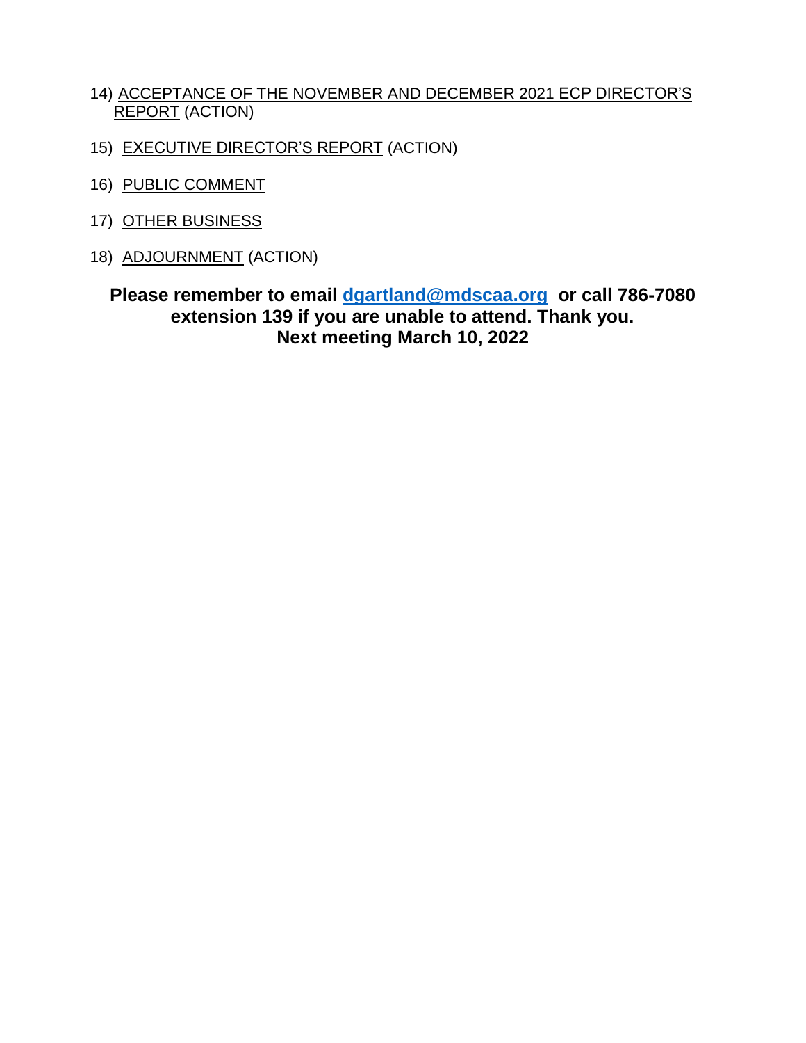14) ACCEPTANCE OF THE NOVEMBER AND DECEMBER 2021 ECP DIRECTOR'S REPORT (ACTION)

15) EXECUTIVE DIRECTOR'S REPORT (ACTION)

16) PUBLIC COMMENT

17) OTHER BUSINESS

18) ADJOURNMENT (ACTION)

**Please remember to email [dgartland@mdscaa.org](mailto:dgartland@mdscaa.org) or call 786-7080 extension 139 if you are unable to attend. Thank you.**
**Next meeting March 10, 2022**